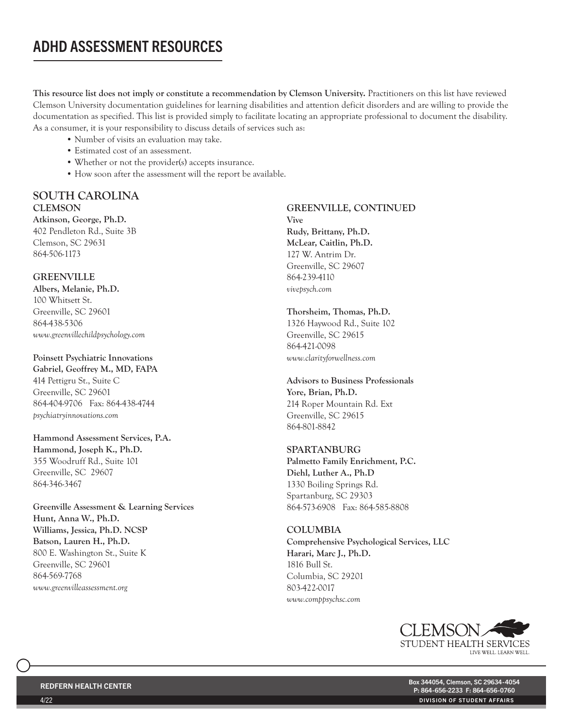# ADHD ASSESSMENT RESOURCES

**This resource list does not imply or constitute a recommendation by Clemson University.** Practitioners on this list have reviewed Clemson University documentation guidelines for learning disabilities and attention deficit disorders and are willing to provide the documentation as specified. This list is provided simply to facilitate locating an appropriate professional to document the disability. As a consumer, it is your responsibility to discuss details of services such as:

- Number of visits an evaluation may take.
- Estimated cost of an assessment.
- Whether or not the provider(s) accepts insurance.
- How soon after the assessment will the report be available.

## SOUTH CAROLINA

### CLEMSON

**Atkinson, George, Ph.D.**
402 Pendleton Rd., Suite 3B
Clemson, SC 29631
864-506-1173

### GREENVILLE

**Albers, Melanie, Ph.D.**
100 Whitsett St.
Greenville, SC 29601
864-438-5306
*www.greenvillechildpsychology.com*

**Poinsett Psychiatric Innovations**
**Gabriel, Geoffrey M., MD, FAPA**
414 Pettigru St., Suite C
Greenville, SC 29601
864-404-9706 Fax: 864-438-4744
*psychiatryinnovations.com*

**Hammond Assessment Services, P.A.**
**Hammond, Joseph K., Ph.D.**
355 Woodruff Rd., Suite 101
Greenville, SC 29607
864-346-3467

**Greenville Assessment & Learning Services**
**Hunt, Anna W., Ph.D.**
**Williams, Jessica, Ph.D. NCSP**
**Batson, Lauren H., Ph.D.**
800 E. Washington St., Suite K
Greenville, SC 29601
864-569-7768
*www.greenvilleassessment.org*

### GREENVILLE, CONTINUED

**Vive**
**Rudy, Brittany, Ph.D.**
**McLear, Caitlin, Ph.D.**
127 W. Antrim Dr.
Greenville, SC 29607
864-239-4110
*vivepsych.com*

**Thorsheim, Thomas, Ph.D.**
1326 Haywood Rd., Suite 102
Greenville, SC 29615
864-421-0098
*www.clarityforwellness.com*

**Advisors to Business Professionals**
**Yore, Brian, Ph.D.**
214 Roper Mountain Rd. Ext
Greenville, SC 29615
864-801-8842

### SPARTANBURG

**Palmetto Family Enrichment, P.C.**
**Diehl, Luther A., Ph.D**
1330 Boiling Springs Rd.
Spartanburg, SC 29303
864-573-6908 Fax: 864-585-8808

### COLUMBIA

**Comprehensive Psychological Services, LLC**
**Harari, Marc J., Ph.D.**
1816 Bull St.
Columbia, SC 29201
803-422-0017
*www.comppsychsc.com*

CLEMSON STUDENT HEALTH SERVICES
LIVE WELL. LEARN WELL.

REDFERN HEALTH CENTER

Box 344054, Clemson, SC 29634-4054
P: 864-656-2233 F: 864-656-0760

4/22

DIVISION OF STUDENT AFFAIRS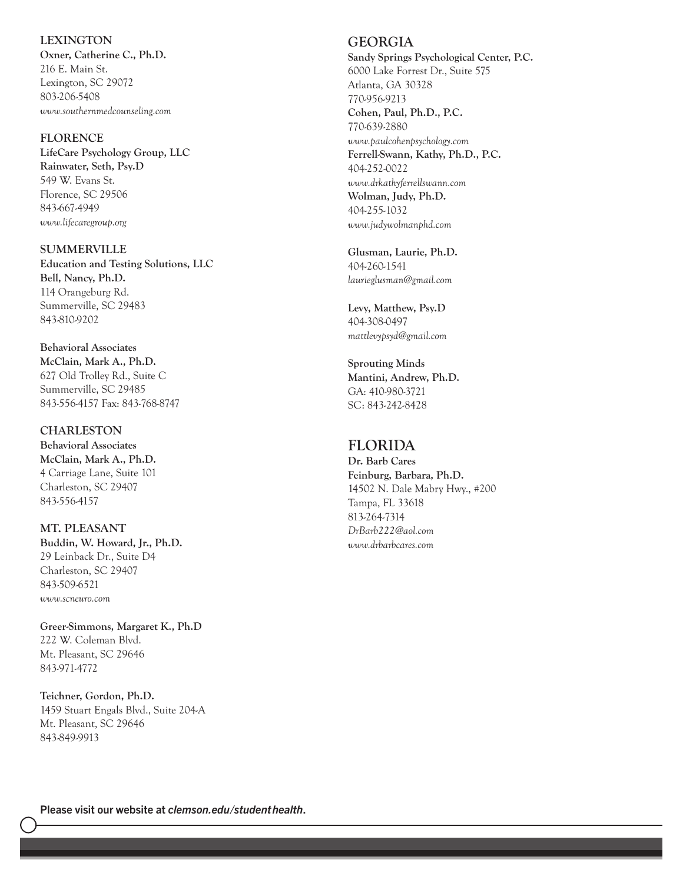### LEXINGTON

**Oxner, Catherine C., Ph.D.**
216 E. Main St.
Lexington, SC 29072
803-206-5408
*www.southernmedcounseling.com*

### FLORENCE

**LifeCare Psychology Group, LLC**
**Rainwater, Seth, Psy.D**
549 W. Evans St.
Florence, SC 29506
843-667-4949
*www.lifecaregroup.org*

### SUMMERVILLE

**Education and Testing Solutions, LLC**
**Bell, Nancy, Ph.D.**
114 Orangeburg Rd.
Summerville, SC 29483
843-810-9202

**Behavioral Associates**
**McClain, Mark A., Ph.D.**
627 Old Trolley Rd., Suite C
Summerville, SC 29485
843-556-4157 Fax: 843-768-8747

### CHARLESTON

**Behavioral Associates**
**McClain, Mark A., Ph.D.**
4 Carriage Lane, Suite 101
Charleston, SC 29407
843-556-4157

### MT. PLEASANT

**Buddin, W. Howard, Jr., Ph.D.**
29 Leinback Dr., Suite D4
Charleston, SC 29407
843-509-6521
*www.scneuro.com*

**Greer-Simmons, Margaret K., Ph.D**
222 W. Coleman Blvd.
Mt. Pleasant, SC 29646
843-971-4772

**Teichner, Gordon, Ph.D.**
1459 Stuart Engals Blvd., Suite 204-A
Mt. Pleasant, SC 29646
843-849-9913

## GEORGIA

**Sandy Springs Psychological Center, P.C.**
6000 Lake Forrest Dr., Suite 575
Atlanta, GA 30328
770-956-9213
**Cohen, Paul, Ph.D., P.C.**
770-639-2880
*www.paulcohenpsychology.com*
**Ferrell-Swann, Kathy, Ph.D., P.C.**
404-252-0022
*www.drkathyferrellswann.com*
**Wolman, Judy, Ph.D.**
404-255-1032
*www.judywolmanphd.com*

**Glusman, Laurie, Ph.D.**
404-260-1541
*laurieglusman@gmail.com*

**Levy, Matthew, Psy.D**
404-308-0497
*mattlevypsyd@gmail.com*

**Sprouting Minds**
**Mantini, Andrew, Ph.D.**
GA: 410-980-3721
SC: 843-242-8428

## FLORIDA

**Dr. Barb Cares**
**Feinburg, Barbara, Ph.D.**
14502 N. Dale Mabry Hwy., #200
Tampa, FL 33618
813-264-7314
*DrBarb222@aol.com*
*www.drbarbcares.com*

Please visit our website at *clemson.edu/studenthealth*.